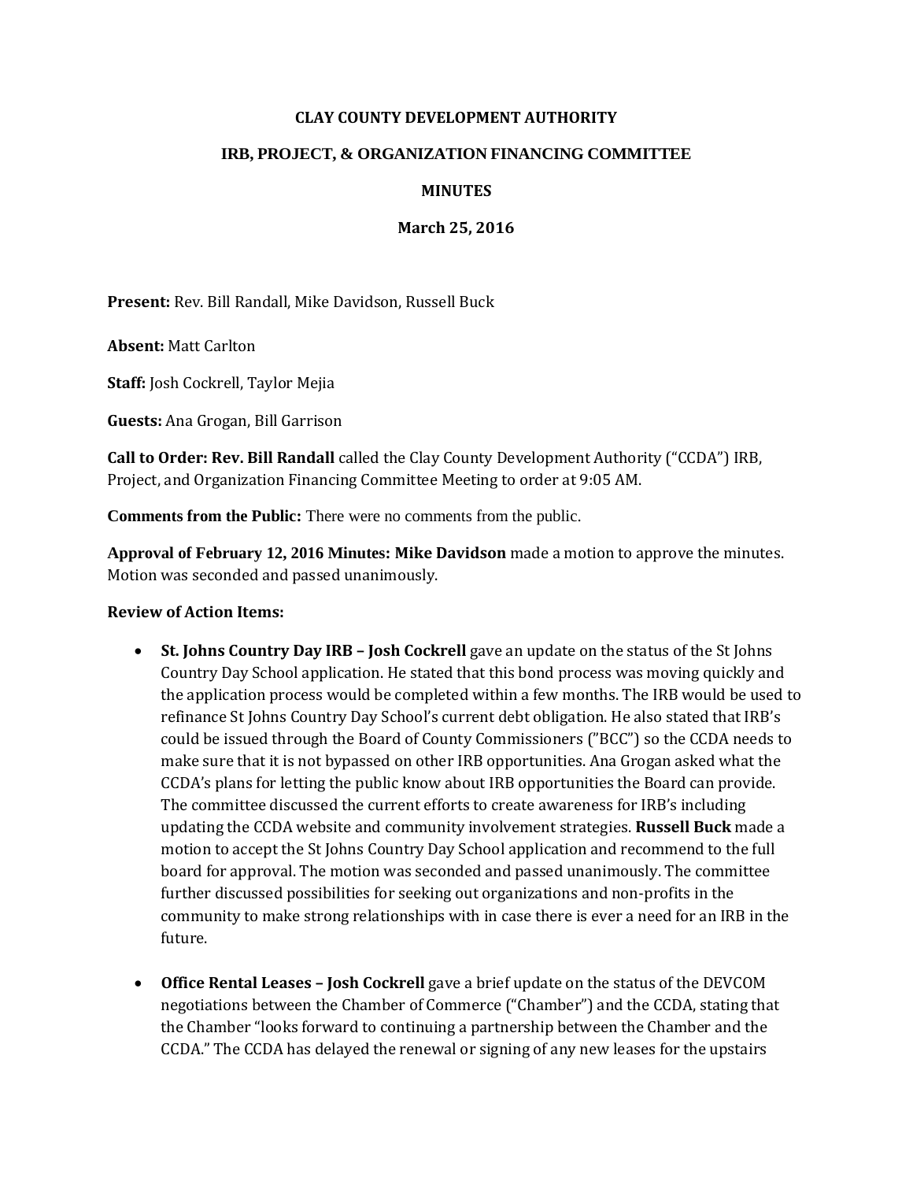# CLAY COUNTY DEVELOPMENT AUTHORITY

## IRB, PROJECT, & ORGANIZATION FINANCING COMMITTEE

### MINUTES

### March 25, 2016

**Present:** Rev. Bill Randall, Mike Davidson, Russell Buck

**Absent:** Matt Carlton

**Staff:** Josh Cockrell, Taylor Mejia

**Guests:** Ana Grogan, Bill Garrison

**Call to Order: Rev. Bill Randall** called the Clay County Development Authority ("CCDA") IRB, Project, and Organization Financing Committee Meeting to order at 9:05 AM.

**Comments from the Public:** There were no comments from the public.

**Approval of February 12, 2016 Minutes: Mike Davidson** made a motion to approve the minutes. Motion was seconded and passed unanimously.

**Review of Action Items:**

- **St. Johns Country Day IRB – Josh Cockrell** gave an update on the status of the St Johns Country Day School application. He stated that this bond process was moving quickly and the application process would be completed within a few months. The IRB would be used to refinance St Johns Country Day School's current debt obligation. He also stated that IRB's could be issued through the Board of County Commissioners ("BCC") so the CCDA needs to make sure that it is not bypassed on other IRB opportunities. Ana Grogan asked what the CCDA's plans for letting the public know about IRB opportunities the Board can provide. The committee discussed the current efforts to create awareness for IRB's including updating the CCDA website and community involvement strategies. **Russell Buck** made a motion to accept the St Johns Country Day School application and recommend to the full board for approval. The motion was seconded and passed unanimously. The committee further discussed possibilities for seeking out organizations and non-profits in the community to make strong relationships with in case there is ever a need for an IRB in the future.

- **Office Rental Leases – Josh Cockrell** gave a brief update on the status of the DEVCOM negotiations between the Chamber of Commerce ("Chamber") and the CCDA, stating that the Chamber "looks forward to continuing a partnership between the Chamber and the CCDA." The CCDA has delayed the renewal or signing of any new leases for the upstairs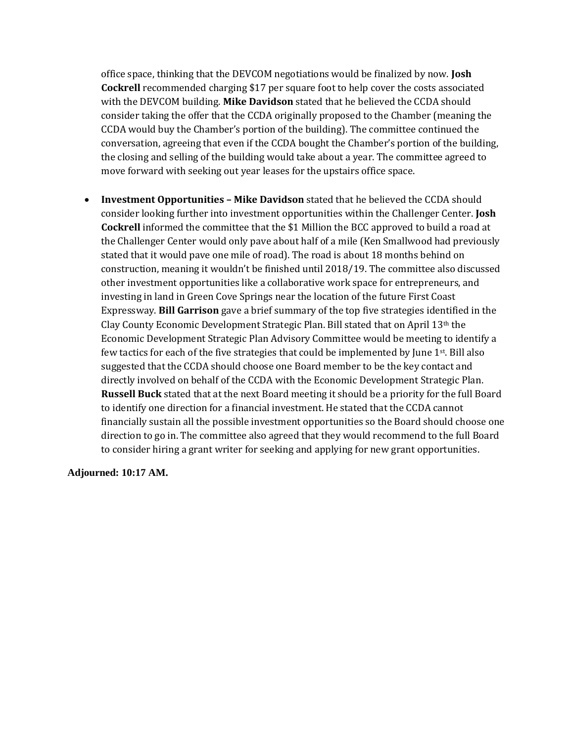office space, thinking that the DEVCOM negotiations would be finalized by now. **Josh Cockrell** recommended charging $17 per square foot to help cover the costs associated with the DEVCOM building. **Mike Davidson** stated that he believed the CCDA should consider taking the offer that the CCDA originally proposed to the Chamber (meaning the CCDA would buy the Chamber's portion of the building). The committee continued the conversation, agreeing that even if the CCDA bought the Chamber's portion of the building, the closing and selling of the building would take about a year. The committee agreed to move forward with seeking out year leases for the upstairs office space.

- **Investment Opportunities – Mike Davidson** stated that he believed the CCDA should consider looking further into investment opportunities within the Challenger Center. **Josh Cockrell** informed the committee that the $1 Million the BCC approved to build a road at the Challenger Center would only pave about half of a mile (Ken Smallwood had previously stated that it would pave one mile of road). The road is about 18 months behind on construction, meaning it wouldn't be finished until 2018/19. The committee also discussed other investment opportunities like a collaborative work space for entrepreneurs, and investing in land in Green Cove Springs near the location of the future First Coast Expressway. **Bill Garrison** gave a brief summary of the top five strategies identified in the Clay County Economic Development Strategic Plan. Bill stated that on April 13th the Economic Development Strategic Plan Advisory Committee would be meeting to identify a few tactics for each of the five strategies that could be implemented by June 1st. Bill also suggested that the CCDA should choose one Board member to be the key contact and directly involved on behalf of the CCDA with the Economic Development Strategic Plan. **Russell Buck** stated that at the next Board meeting it should be a priority for the full Board to identify one direction for a financial investment. He stated that the CCDA cannot financially sustain all the possible investment opportunities so the Board should choose one direction to go in. The committee also agreed that they would recommend to the full Board to consider hiring a grant writer for seeking and applying for new grant opportunities.

**Adjourned: 10:17 AM.**